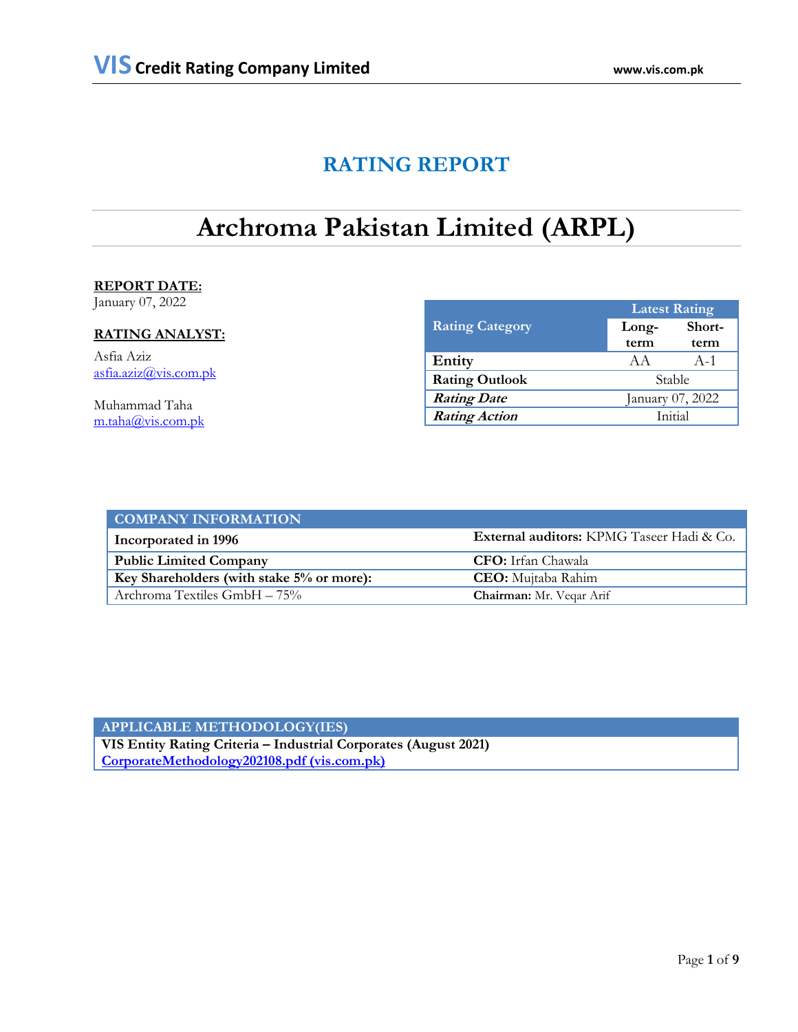# RATING REPORT

# Archroma Pakistan Limited (ARPL)

**REPORT DATE:**
January 07, 2022

**RATING ANALYST:**

Asfia Aziz
asfia.aziz@vis.com.pk

Muhammad Taha
m.taha@vis.com.pk

| Rating Category | Latest Rating | |
|---|---|---|
| | Long-term | Short-term |
| **Entity** | AA | A-1 |
| **Rating Outlook** | Stable | |
| ***Rating Date*** | January 07, 2022 | |
| ***Rating Action*** | Initial | |

| COMPANY INFORMATION | |
|---|---|
| **Incorporated in 1996** | **External auditors:** KPMG Taseer Hadi & Co. |
| **Public Limited Company** | **CFO:** Irfan Chawala |
| **Key Shareholders (with stake 5% or more):** | **CEO:** Mujtaba Rahim |
| Archroma Textiles GmbH – 75% | **Chairman:** Mr. Veqar Arif |

| APPLICABLE METHODOLOGY(IES) |
|---|
| **VIS Entity Rating Criteria – Industrial Corporates (August 2021)** |
| **CorporateMethodology202108.pdf (vis.com.pk)** |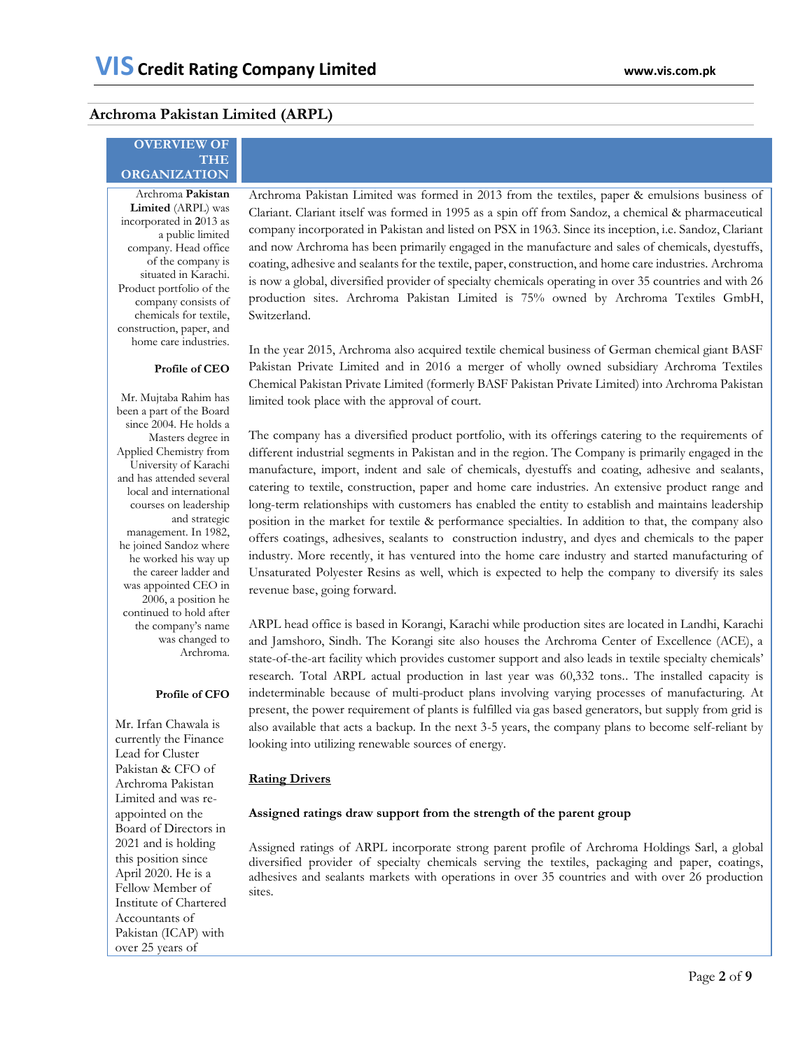## Archroma Pakistan Limited (ARPL)

### OVERVIEW OF THE ORGANIZATION

Archroma **Pakistan Limited** (ARPL) was incorporated in **2**013 as a public limited company. Head office of the company is situated in Karachi. Product portfolio of the company consists of chemicals for textile, construction, paper, and home care industries.

**Profile of CEO**

Mr. Mujtaba Rahim has been a part of the Board since 2004. He holds a Masters degree in Applied Chemistry from University of Karachi and has attended several local and international courses on leadership and strategic management. In 1982, he joined Sandoz where he worked his way up the career ladder and was appointed CEO in 2006, a position he continued to hold after the company's name was changed to Archroma.

**Profile of CFO**

Mr. Irfan Chawala is currently the Finance Lead for Cluster Pakistan & CFO of Archroma Pakistan Limited and was re-appointed on the Board of Directors in 2021 and is holding this position since April 2020. He is a Fellow Member of Institute of Chartered Accountants of Pakistan (ICAP) with over 25 years of

Archroma Pakistan Limited was formed in 2013 from the textiles, paper & emulsions business of Clariant. Clariant itself was formed in 1995 as a spin off from Sandoz, a chemical & pharmaceutical company incorporated in Pakistan and listed on PSX in 1963. Since its inception, i.e. Sandoz, Clariant and now Archroma has been primarily engaged in the manufacture and sales of chemicals, dyestuffs, coating, adhesive and sealants for the textile, paper, construction, and home care industries. Archroma is now a global, diversified provider of specialty chemicals operating in over 35 countries and with 26 production sites. Archroma Pakistan Limited is 75% owned by Archroma Textiles GmbH, Switzerland.

In the year 2015, Archroma also acquired textile chemical business of German chemical giant BASF Pakistan Private Limited and in 2016 a merger of wholly owned subsidiary Archroma Textiles Chemical Pakistan Private Limited (formerly BASF Pakistan Private Limited) into Archroma Pakistan limited took place with the approval of court.

The company has a diversified product portfolio, with its offerings catering to the requirements of different industrial segments in Pakistan and in the region. The Company is primarily engaged in the manufacture, import, indent and sale of chemicals, dyestuffs and coating, adhesive and sealants, catering to textile, construction, paper and home care industries. An extensive product range and long-term relationships with customers has enabled the entity to establish and maintains leadership position in the market for textile & performance specialties. In addition to that, the company also offers coatings, adhesives, sealants to construction industry, and dyes and chemicals to the paper industry. More recently, it has ventured into the home care industry and started manufacturing of Unsaturated Polyester Resins as well, which is expected to help the company to diversify its sales revenue base, going forward.

ARPL head office is based in Korangi, Karachi while production sites are located in Landhi, Karachi and Jamshoro, Sindh. The Korangi site also houses the Archroma Center of Excellence (ACE), a state-of-the-art facility which provides customer support and also leads in textile specialty chemicals' research. Total ARPL actual production in last year was 60,332 tons.. The installed capacity is indeterminable because of multi-product plans involving varying processes of manufacturing. At present, the power requirement of plants is fulfilled via gas based generators, but supply from grid is also available that acts a backup. In the next 3-5 years, the company plans to become self-reliant by looking into utilizing renewable sources of energy.

**<u>Rating Drivers</u>**

**Assigned ratings draw support from the strength of the parent group**

Assigned ratings of ARPL incorporate strong parent profile of Archroma Holdings Sarl, a global diversified provider of specialty chemicals serving the textiles, packaging and paper, coatings, adhesives and sealants markets with operations in over 35 countries and with over 26 production sites.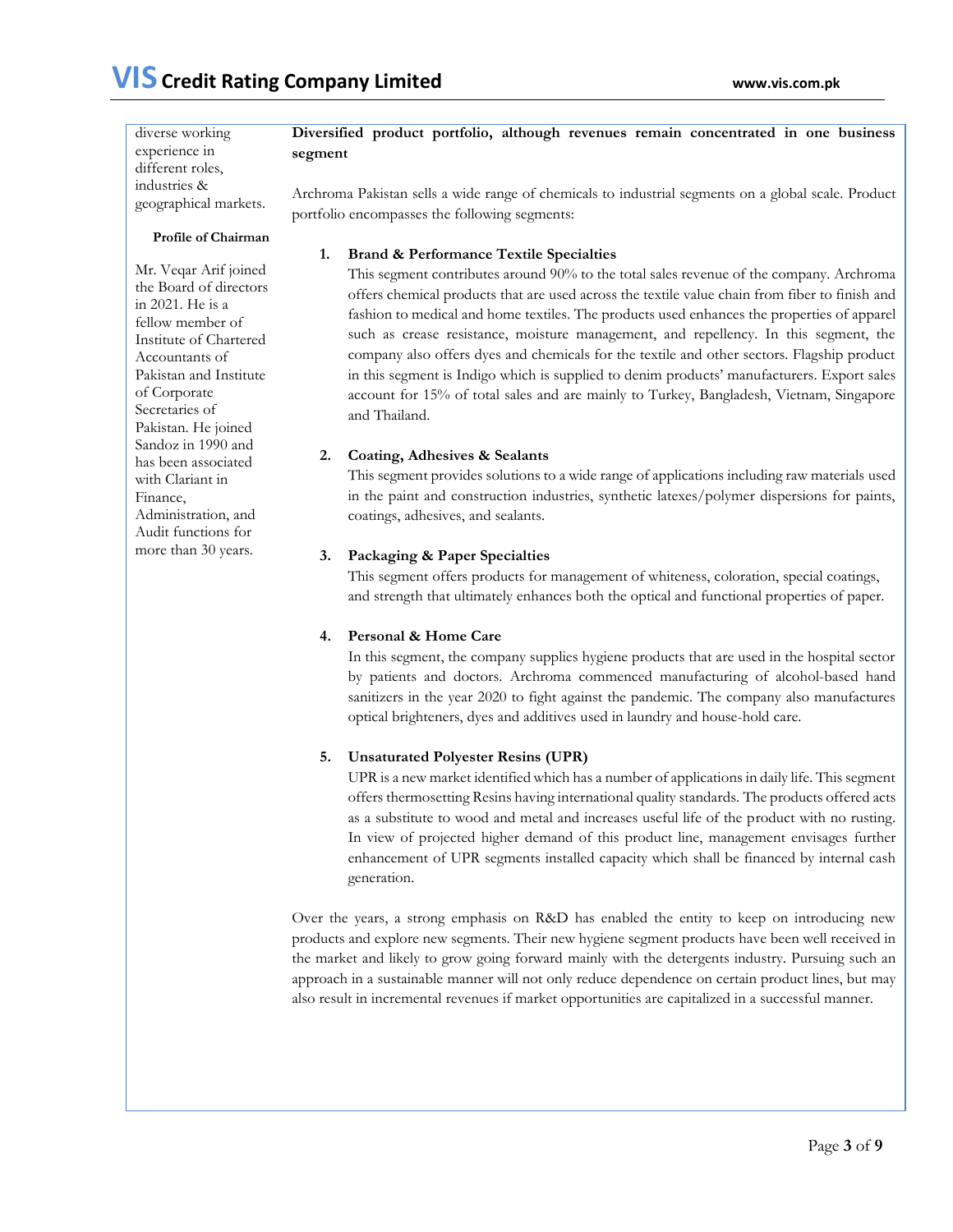diverse working experience in different roles, industries & geographical markets.

**Profile of Chairman**

Mr. Veqar Arif joined the Board of directors in 2021. He is a fellow member of Institute of Chartered Accountants of Pakistan and Institute of Corporate Secretaries of Pakistan. He joined Sandoz in 1990 and has been associated with Clariant in Finance, Administration, and Audit functions for more than 30 years.

**Diversified product portfolio, although revenues remain concentrated in one business segment**

Archroma Pakistan sells a wide range of chemicals to industrial segments on a global scale. Product portfolio encompasses the following segments:

1. **Brand & Performance Textile Specialties**
   This segment contributes around 90% to the total sales revenue of the company. Archroma offers chemical products that are used across the textile value chain from fiber to finish and fashion to medical and home textiles. The products used enhances the properties of apparel such as crease resistance, moisture management, and repellency. In this segment, the company also offers dyes and chemicals for the textile and other sectors. Flagship product in this segment is Indigo which is supplied to denim products' manufacturers. Export sales account for 15% of total sales and are mainly to Turkey, Bangladesh, Vietnam, Singapore and Thailand.

2. **Coating, Adhesives & Sealants**
   This segment provides solutions to a wide range of applications including raw materials used in the paint and construction industries, synthetic latexes/polymer dispersions for paints, coatings, adhesives, and sealants.

3. **Packaging & Paper Specialties**
   This segment offers products for management of whiteness, coloration, special coatings, and strength that ultimately enhances both the optical and functional properties of paper.

4. **Personal & Home Care**
   In this segment, the company supplies hygiene products that are used in the hospital sector by patients and doctors. Archroma commenced manufacturing of alcohol-based hand sanitizers in the year 2020 to fight against the pandemic. The company also manufactures optical brighteners, dyes and additives used in laundry and house-hold care.

5. **Unsaturated Polyester Resins (UPR)**
   UPR is a new market identified which has a number of applications in daily life. This segment offers thermosetting Resins having international quality standards. The products offered acts as a substitute to wood and metal and increases useful life of the product with no rusting. In view of projected higher demand of this product line, management envisages further enhancement of UPR segments installed capacity which shall be financed by internal cash generation.

Over the years, a strong emphasis on R&D has enabled the entity to keep on introducing new products and explore new segments. Their new hygiene segment products have been well received in the market and likely to grow going forward mainly with the detergents industry. Pursuing such an approach in a sustainable manner will not only reduce dependence on certain product lines, but may also result in incremental revenues if market opportunities are capitalized in a successful manner.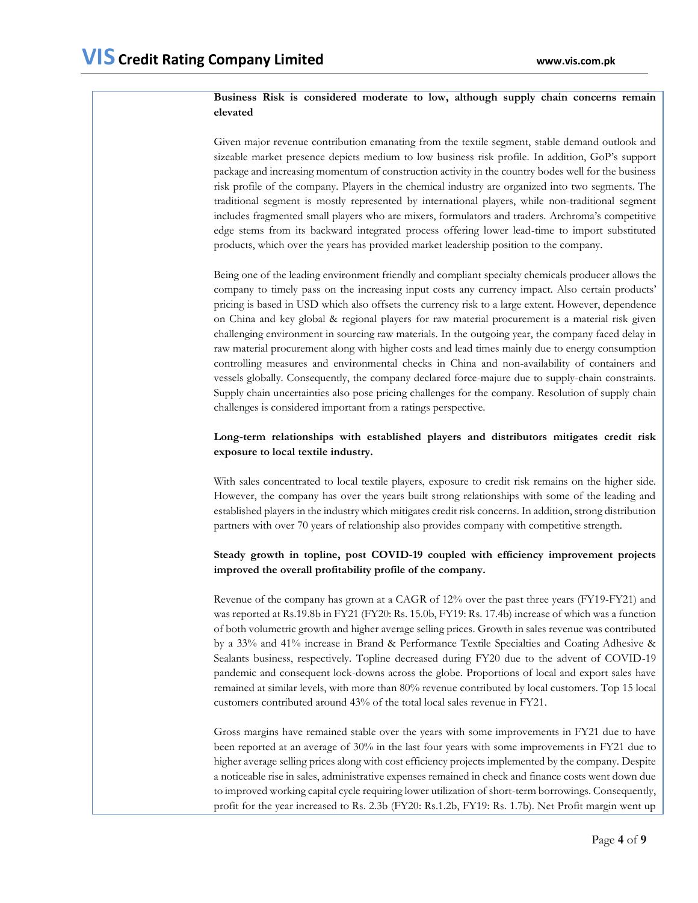**Business Risk is considered moderate to low, although supply chain concerns remain elevated**

Given major revenue contribution emanating from the textile segment, stable demand outlook and sizeable market presence depicts medium to low business risk profile. In addition, GoP's support package and increasing momentum of construction activity in the country bodes well for the business risk profile of the company. Players in the chemical industry are organized into two segments. The traditional segment is mostly represented by international players, while non-traditional segment includes fragmented small players who are mixers, formulators and traders. Archroma's competitive edge stems from its backward integrated process offering lower lead-time to import substituted products, which over the years has provided market leadership position to the company.

Being one of the leading environment friendly and compliant specialty chemicals producer allows the company to timely pass on the increasing input costs any currency impact. Also certain products' pricing is based in USD which also offsets the currency risk to a large extent. However, dependence on China and key global & regional players for raw material procurement is a material risk given challenging environment in sourcing raw materials. In the outgoing year, the company faced delay in raw material procurement along with higher costs and lead times mainly due to energy consumption controlling measures and environmental checks in China and non-availability of containers and vessels globally. Consequently, the company declared force-majure due to supply-chain constraints. Supply chain uncertainties also pose pricing challenges for the company. Resolution of supply chain challenges is considered important from a ratings perspective.

**Long-term relationships with established players and distributors mitigates credit risk exposure to local textile industry.**

With sales concentrated to local textile players, exposure to credit risk remains on the higher side. However, the company has over the years built strong relationships with some of the leading and established players in the industry which mitigates credit risk concerns. In addition, strong distribution partners with over 70 years of relationship also provides company with competitive strength.

**Steady growth in topline, post COVID-19 coupled with efficiency improvement projects improved the overall profitability profile of the company.**

Revenue of the company has grown at a CAGR of 12% over the past three years (FY19-FY21) and was reported at Rs.19.8b in FY21 (FY20: Rs. 15.0b, FY19: Rs. 17.4b) increase of which was a function of both volumetric growth and higher average selling prices. Growth in sales revenue was contributed by a 33% and 41% increase in Brand & Performance Textile Specialties and Coating Adhesive & Sealants business, respectively. Topline decreased during FY20 due to the advent of COVID-19 pandemic and consequent lock-downs across the globe. Proportions of local and export sales have remained at similar levels, with more than 80% revenue contributed by local customers. Top 15 local customers contributed around 43% of the total local sales revenue in FY21.

Gross margins have remained stable over the years with some improvements in FY21 due to have been reported at an average of 30% in the last four years with some improvements in FY21 due to higher average selling prices along with cost efficiency projects implemented by the company. Despite a noticeable rise in sales, administrative expenses remained in check and finance costs went down due to improved working capital cycle requiring lower utilization of short-term borrowings. Consequently, profit for the year increased to Rs. 2.3b (FY20: Rs.1.2b, FY19: Rs. 1.7b). Net Profit margin went up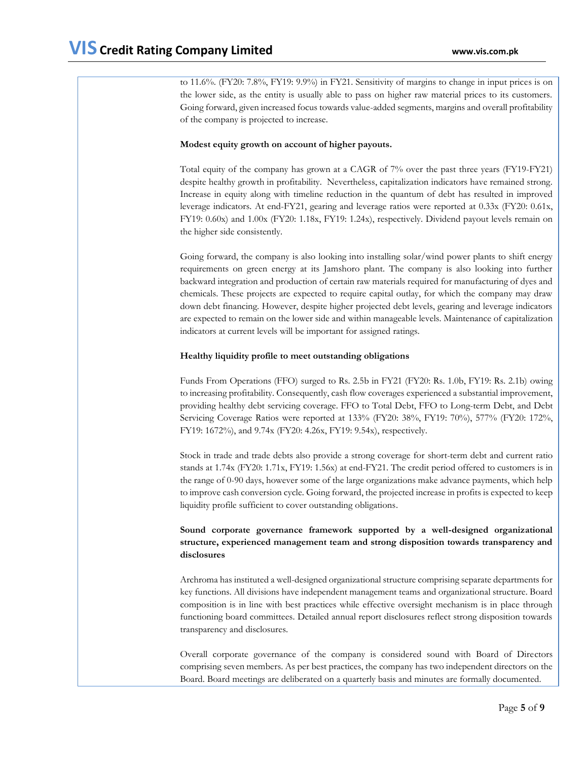to 11.6%. (FY20: 7.8%, FY19: 9.9%) in FY21. Sensitivity of margins to change in input prices is on the lower side, as the entity is usually able to pass on higher raw material prices to its customers. Going forward, given increased focus towards value-added segments, margins and overall profitability of the company is projected to increase.

**Modest equity growth on account of higher payouts.**

Total equity of the company has grown at a CAGR of 7% over the past three years (FY19-FY21) despite healthy growth in profitability. Nevertheless, capitalization indicators have remained strong. Increase in equity along with timeline reduction in the quantum of debt has resulted in improved leverage indicators. At end-FY21, gearing and leverage ratios were reported at 0.33x (FY20: 0.61x, FY19: 0.60x) and 1.00x (FY20: 1.18x, FY19: 1.24x), respectively. Dividend payout levels remain on the higher side consistently.

Going forward, the company is also looking into installing solar/wind power plants to shift energy requirements on green energy at its Jamshoro plant. The company is also looking into further backward integration and production of certain raw materials required for manufacturing of dyes and chemicals. These projects are expected to require capital outlay, for which the company may draw down debt financing. However, despite higher projected debt levels, gearing and leverage indicators are expected to remain on the lower side and within manageable levels. Maintenance of capitalization indicators at current levels will be important for assigned ratings.

**Healthy liquidity profile to meet outstanding obligations**

Funds From Operations (FFO) surged to Rs. 2.5b in FY21 (FY20: Rs. 1.0b, FY19: Rs. 2.1b) owing to increasing profitability. Consequently, cash flow coverages experienced a substantial improvement, providing healthy debt servicing coverage. FFO to Total Debt, FFO to Long-term Debt, and Debt Servicing Coverage Ratios were reported at 133% (FY20: 38%, FY19: 70%), 577% (FY20: 172%, FY19: 1672%), and 9.74x (FY20: 4.26x, FY19: 9.54x), respectively.

Stock in trade and trade debts also provide a strong coverage for short-term debt and current ratio stands at 1.74x (FY20: 1.71x, FY19: 1.56x) at end-FY21. The credit period offered to customers is in the range of 0-90 days, however some of the large organizations make advance payments, which help to improve cash conversion cycle. Going forward, the projected increase in profits is expected to keep liquidity profile sufficient to cover outstanding obligations.

**Sound corporate governance framework supported by a well-designed organizational structure, experienced management team and strong disposition towards transparency and disclosures**

Archroma has instituted a well-designed organizational structure comprising separate departments for key functions. All divisions have independent management teams and organizational structure. Board composition is in line with best practices while effective oversight mechanism is in place through functioning board committees. Detailed annual report disclosures reflect strong disposition towards transparency and disclosures.

Overall corporate governance of the company is considered sound with Board of Directors comprising seven members. As per best practices, the company has two independent directors on the Board. Board meetings are deliberated on a quarterly basis and minutes are formally documented.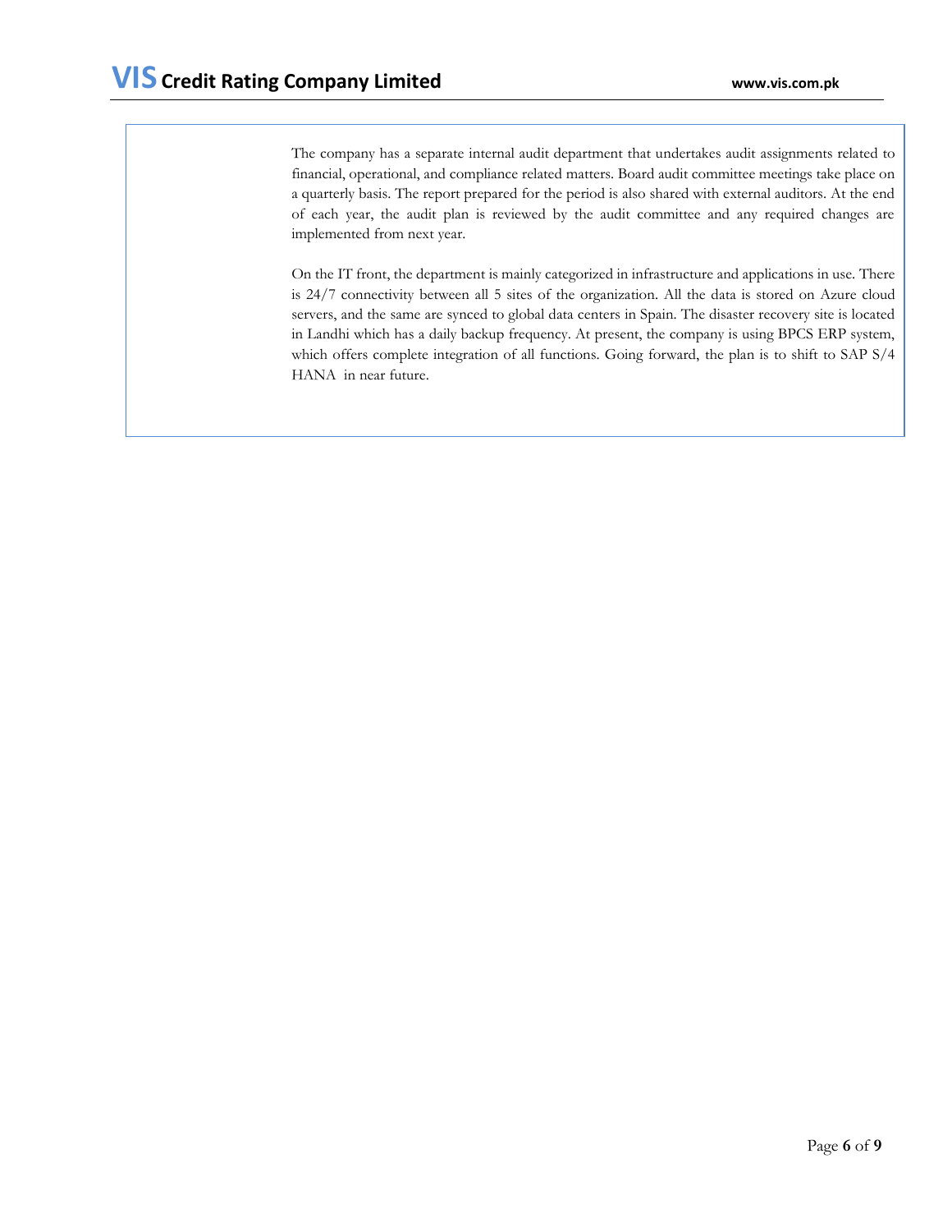The company has a separate internal audit department that undertakes audit assignments related to financial, operational, and compliance related matters. Board audit committee meetings take place on a quarterly basis. The report prepared for the period is also shared with external auditors. At the end of each year, the audit plan is reviewed by the audit committee and any required changes are implemented from next year.

On the IT front, the department is mainly categorized in infrastructure and applications in use. There is 24/7 connectivity between all 5 sites of the organization. All the data is stored on Azure cloud servers, and the same are synced to global data centers in Spain. The disaster recovery site is located in Landhi which has a daily backup frequency. At present, the company is using BPCS ERP system, which offers complete integration of all functions. Going forward, the plan is to shift to SAP S/4 HANA in near future.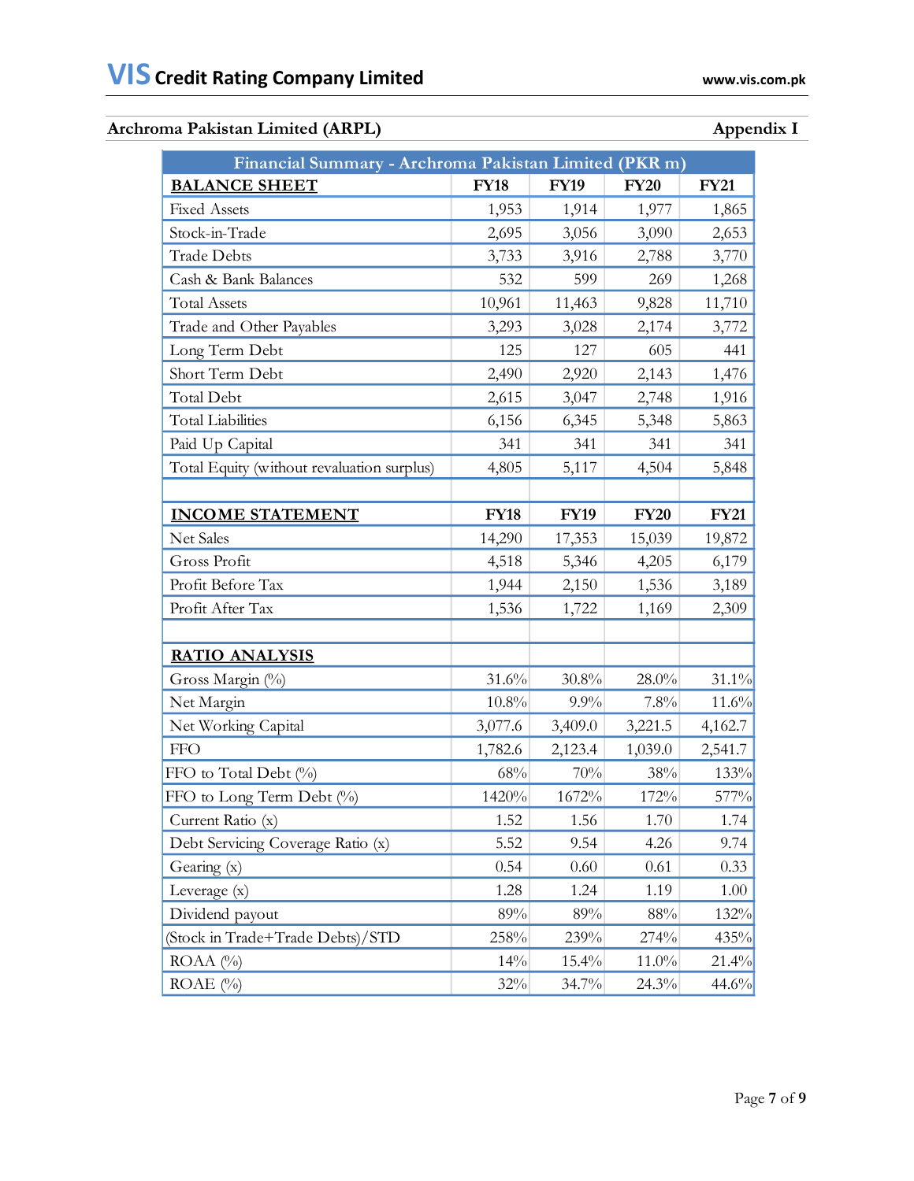## Archroma Pakistan Limited (ARPL) — Appendix I

| Financial Summary - Archroma Pakistan Limited (PKR m) | | | | |
|---|---|---|---|---|
| **BALANCE SHEET** | **FY18** | **FY19** | **FY20** | **FY21** |
| Fixed Assets | 1,953 | 1,914 | 1,977 | 1,865 |
| Stock-in-Trade | 2,695 | 3,056 | 3,090 | 2,653 |
| Trade Debts | 3,733 | 3,916 | 2,788 | 3,770 |
| Cash & Bank Balances | 532 | 599 | 269 | 1,268 |
| Total Assets | 10,961 | 11,463 | 9,828 | 11,710 |
| Trade and Other Payables | 3,293 | 3,028 | 2,174 | 3,772 |
| Long Term Debt | 125 | 127 | 605 | 441 |
| Short Term Debt | 2,490 | 2,920 | 2,143 | 1,476 |
| Total Debt | 2,615 | 3,047 | 2,748 | 1,916 |
| Total Liabilities | 6,156 | 6,345 | 5,348 | 5,863 |
| Paid Up Capital | 341 | 341 | 341 | 341 |
| Total Equity (without revaluation surplus) | 4,805 | 5,117 | 4,504 | 5,848 |
| | | | | |
| **INCOME STATEMENT** | **FY18** | **FY19** | **FY20** | **FY21** |
| Net Sales | 14,290 | 17,353 | 15,039 | 19,872 |
| Gross Profit | 4,518 | 5,346 | 4,205 | 6,179 |
| Profit Before Tax | 1,944 | 2,150 | 1,536 | 3,189 |
| Profit After Tax | 1,536 | 1,722 | 1,169 | 2,309 |
| | | | | |
| **RATIO ANALYSIS** | | | | |
| Gross Margin (%) | 31.6% | 30.8% | 28.0% | 31.1% |
| Net Margin | 10.8% | 9.9% | 7.8% | 11.6% |
| Net Working Capital | 3,077.6 | 3,409.0 | 3,221.5 | 4,162.7 |
| FFO | 1,782.6 | 2,123.4 | 1,039.0 | 2,541.7 |
| FFO to Total Debt (%) | 68% | 70% | 38% | 133% |
| FFO to Long Term Debt (%) | 1420% | 1672% | 172% | 577% |
| Current Ratio (x) | 1.52 | 1.56 | 1.70 | 1.74 |
| Debt Servicing Coverage Ratio (x) | 5.52 | 9.54 | 4.26 | 9.74 |
| Gearing (x) | 0.54 | 0.60 | 0.61 | 0.33 |
| Leverage (x) | 1.28 | 1.24 | 1.19 | 1.00 |
| Dividend payout | 89% | 89% | 88% | 132% |
| (Stock in Trade+Trade Debts)/STD | 258% | 239% | 274% | 435% |
| ROAA (%) | 14% | 15.4% | 11.0% | 21.4% |
| ROAE (%) | 32% | 34.7% | 24.3% | 44.6% |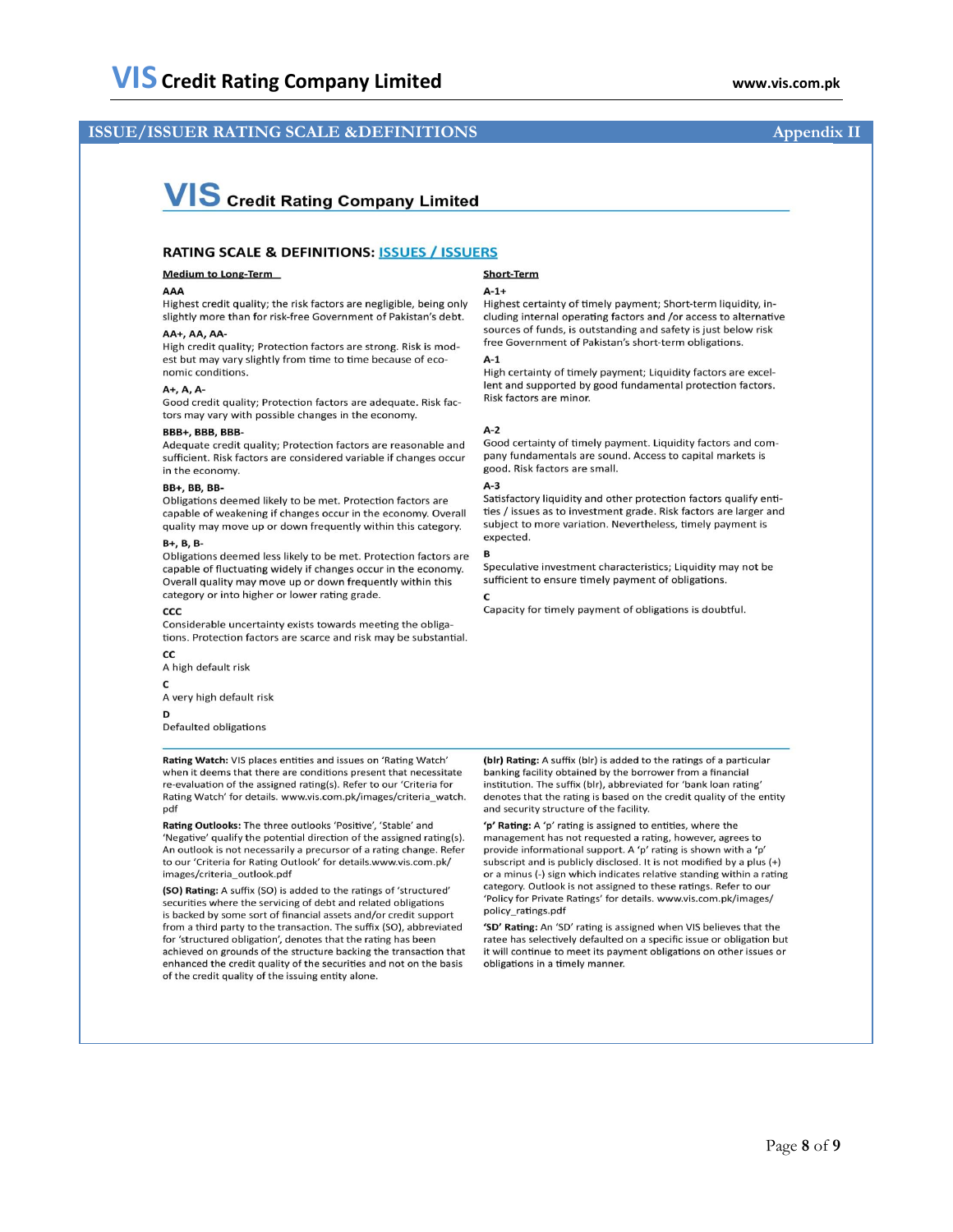## ISSUE/ISSUER RATING SCALE & DEFINITIONS — Appendix II

**VIS Credit Rating Company Limited**

### RATING SCALE & DEFINITIONS: ISSUES / ISSUERS

#### Medium to Long-Term

**AAA**
Highest credit quality; the risk factors are negligible, being only slightly more than for risk-free Government of Pakistan's debt.

**AA+, AA, AA-**
High credit quality; Protection factors are strong. Risk is modest but may vary slightly from time to time because of economic conditions.

**A+, A, A-**
Good credit quality; Protection factors are adequate. Risk factors may vary with possible changes in the economy.

**BBB+, BBB, BBB-**
Adequate credit quality; Protection factors are reasonable and sufficient. Risk factors are considered variable if changes occur in the economy.

**BB+, BB, BB-**
Obligations deemed likely to be met. Protection factors are capable of weakening if changes occur in the economy. Overall quality may move up or down frequently within this category.

**B+, B, B-**
Obligations deemed less likely to be met. Protection factors are capable of fluctuating widely if changes occur in the economy. Overall quality may move up or down frequently within this category or into higher or lower rating grade.

**CCC**
Considerable uncertainty exists towards meeting the obligations. Protection factors are scarce and risk may be substantial.

**CC**
A high default risk

**C**
A very high default risk

**D**
Defaulted obligations

#### Short-Term

**A-1+**
Highest certainty of timely payment; Short-term liquidity, including internal operating factors and /or access to alternative sources of funds, is outstanding and safety is just below risk free Government of Pakistan's short-term obligations.

**A-1**
High certainty of timely payment; Liquidity factors are excellent and supported by good fundamental protection factors. Risk factors are minor.

**A-2**
Good certainty of timely payment. Liquidity factors and company fundamentals are sound. Access to capital markets is good. Risk factors are small.

**A-3**
Satisfactory liquidity and other protection factors qualify entities / issues as to investment grade. Risk factors are larger and subject to more variation. Nevertheless, timely payment is expected.

**B**
Speculative investment characteristics; Liquidity may not be sufficient to ensure timely payment of obligations.

**C**
Capacity for timely payment of obligations is doubtful.

---

**Rating Watch:** VIS places entities and issues on 'Rating Watch' when it deems that there are conditions present that necessitate re-evaluation of the assigned rating(s). Refer to our 'Criteria for Rating Watch' for details. www.vis.com.pk/images/criteria_watch.pdf

**Rating Outlooks:** The three outlooks 'Positive', 'Stable' and 'Negative' qualify the potential direction of the assigned rating(s). An outlook is not necessarily a precursor of a rating change. Refer to our 'Criteria for Rating Outlook' for details.www.vis.com.pk/images/criteria_outlook.pdf

**(SO) Rating:** A suffix (SO) is added to the ratings of 'structured' securities where the servicing of debt and related obligations is backed by some sort of financial assets and/or credit support from a third party to the transaction. The suffix (SO), abbreviated for 'structured obligation', denotes that the rating has been achieved on grounds of the structure backing the transaction that enhanced the credit quality of the securities and not on the basis of the credit quality of the issuing entity alone.

**(blr) Rating:** A suffix (blr) is added to the ratings of a particular banking facility obtained by the borrower from a financial institution. The suffix (blr), abbreviated for 'bank loan rating' denotes that the rating is based on the credit quality of the entity and security structure of the facility.

**'p' Rating:** A 'p' rating is assigned to entities, where the management has not requested a rating, however, agrees to provide informational support. A 'p' rating is shown with a 'p' subscript and is publicly disclosed. It is not modified by a plus (+) or a minus (-) sign which indicates relative standing within a rating category. Outlook is not assigned to these ratings. Refer to our 'Policy for Private Ratings' for details. www.vis.com.pk/images/policy_ratings.pdf

**'SD' Rating:** An 'SD' rating is assigned when VIS believes that the ratee has selectively defaulted on a specific issue or obligation but it will continue to meet its payment obligations on other issues or obligations in a timely manner.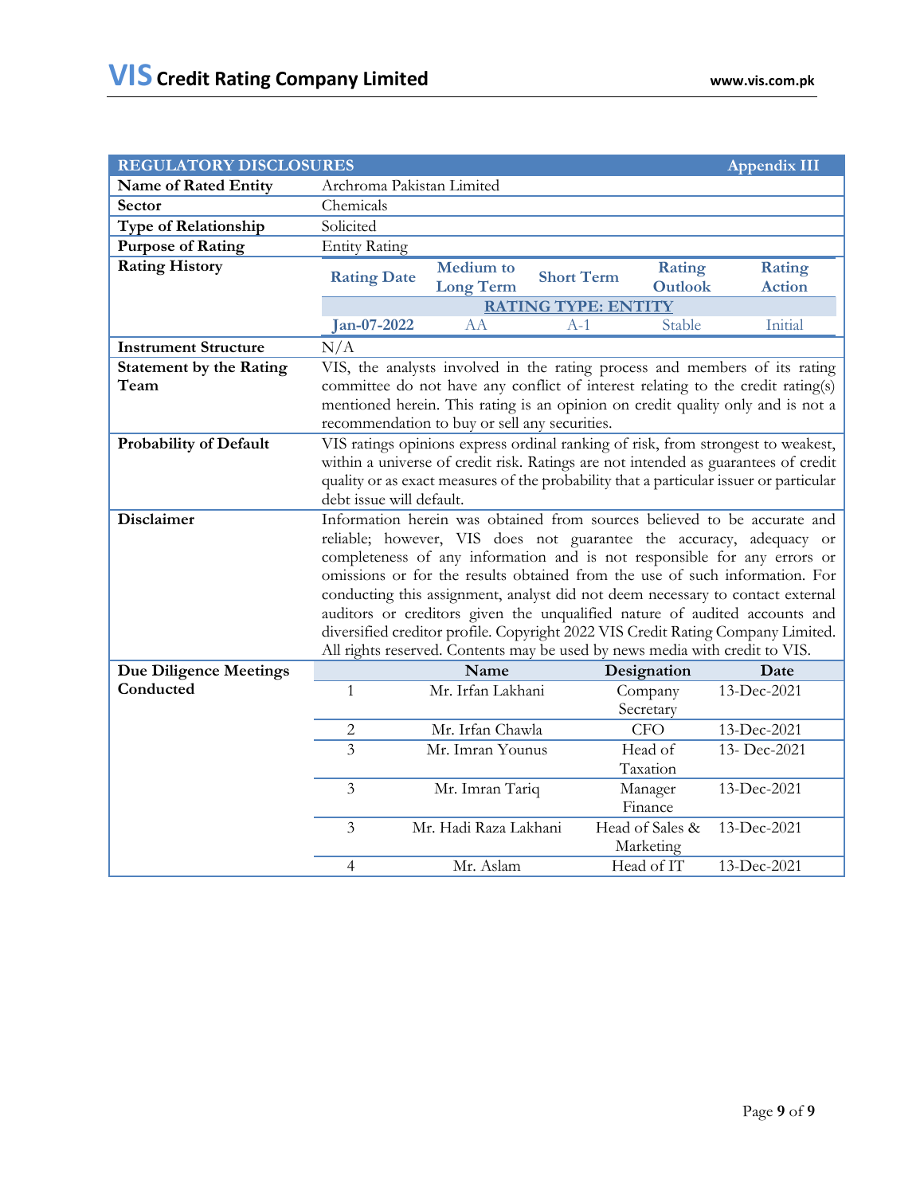| REGULATORY DISCLOSURES | | | | | Appendix III |
|---|---|---|---|---|---|
| **Name of Rated Entity** | Archroma Pakistan Limited | | | | |
| **Sector** | Chemicals | | | | |
| **Type of Relationship** | Solicited | | | | |
| **Purpose of Rating** | Entity Rating | | | | |
| **Rating History** | **Rating Date** | **Medium to Long Term** | **Short Term** | **Rating Outlook** | **Rating Action** |
| | **RATING TYPE: ENTITY** | | | | |
| | **Jan-07-2022** | AA | A-1 | Stable | Initial |
| **Instrument Structure** | N/A | | | | |
| **Statement by the Rating Team** | VIS, the analysts involved in the rating process and members of its rating committee do not have any conflict of interest relating to the credit rating(s) mentioned herein. This rating is an opinion on credit quality only and is not a recommendation to buy or sell any securities. | | | | |
| **Probability of Default** | VIS ratings opinions express ordinal ranking of risk, from strongest to weakest, within a universe of credit risk. Ratings are not intended as guarantees of credit quality or as exact measures of the probability that a particular issuer or particular debt issue will default. | | | | |
| **Disclaimer** | Information herein was obtained from sources believed to be accurate and reliable; however, VIS does not guarantee the accuracy, adequacy or completeness of any information and is not responsible for any errors or omissions or for the results obtained from the use of such information. For conducting this assignment, analyst did not deem necessary to contact external auditors or creditors given the unqualified nature of audited accounts and diversified creditor profile. Copyright 2022 VIS Credit Rating Company Limited. All rights reserved. Contents may be used by news media with credit to VIS. | | | | |
| **Due Diligence Meetings Conducted** | | **Name** | **Designation** | **Date** | |
| | 1 | Mr. Irfan Lakhani | Company Secretary | 13-Dec-2021 | |
| | 2 | Mr. Irfan Chawla | CFO | 13-Dec-2021 | |
| | 3 | Mr. Imran Younus | Head of Taxation | 13- Dec-2021 | |
| | 3 | Mr. Imran Tariq | Manager Finance | 13-Dec-2021 | |
| | 3 | Mr. Hadi Raza Lakhani | Head of Sales & Marketing | 13-Dec-2021 | |
| | 4 | Mr. Aslam | Head of IT | 13-Dec-2021 | |